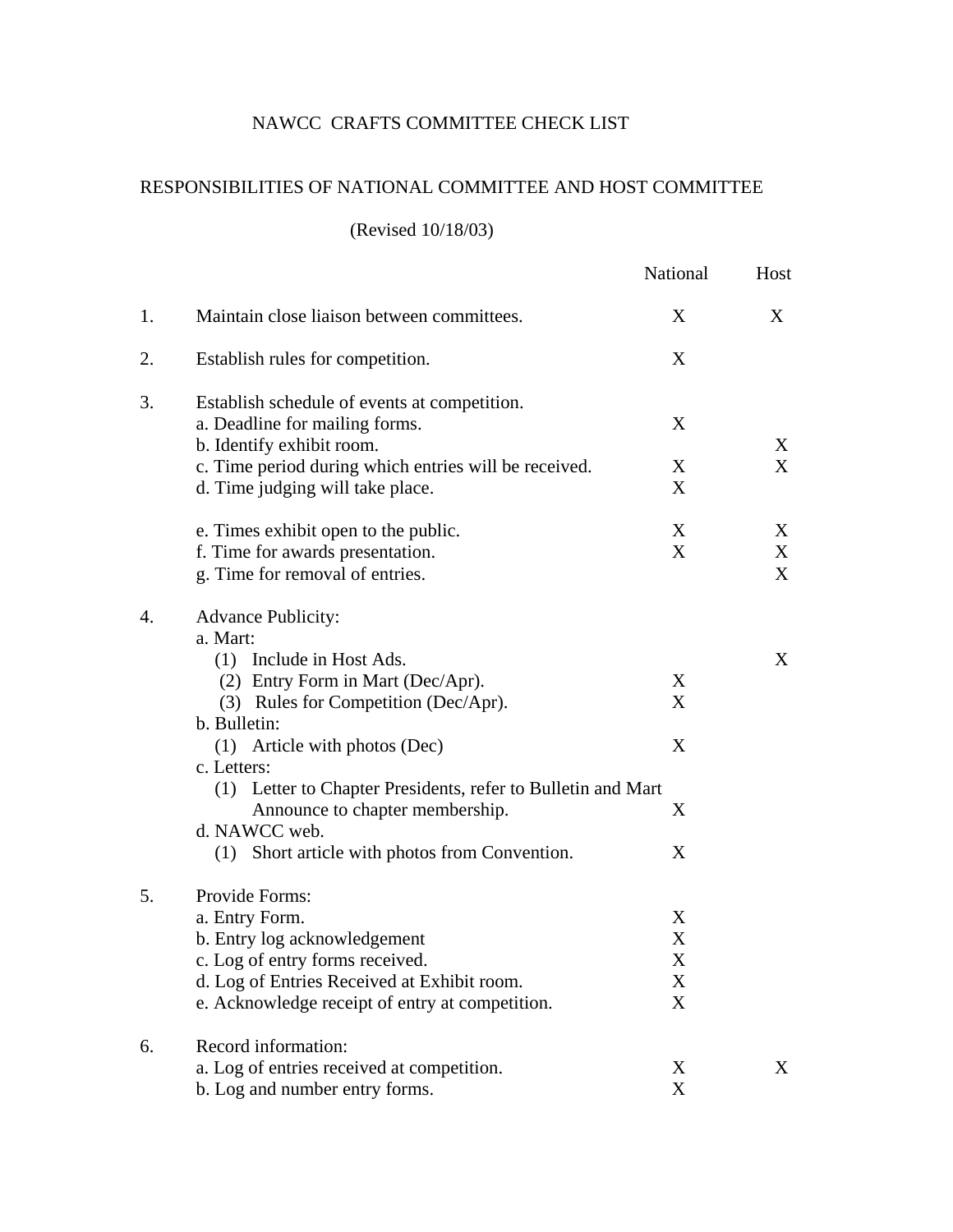# NAWCC CRAFTS COMMITTEE CHECK LIST

## RESPONSIBILITIES OF NATIONAL COMMITTEE AND HOST COMMITTEE

(Revised 10/18/03)

| | | National | Host |
|---|---|---|---|
| 1. | Maintain close liaison between committees. | X | X |
| 2. | Establish rules for competition. | X | |
| 3. | Establish schedule of events at competition. | | |
| | a. Deadline for mailing forms. | X | |
| | b. Identify exhibit room. | | X |
| | c. Time period during which entries will be received. | X | X |
| | d. Time judging will take place. | X | |
| | e. Times exhibit open to the public. | X | X |
| | f. Time for awards presentation. | X | X |
| | g. Time for removal of entries. | | X |
| 4. | Advance Publicity: | | |
| | a. Mart: | | |
| | (1) Include in Host Ads. | | X |
| | (2) Entry Form in Mart (Dec/Apr). | X | |
| | (3) Rules for Competition (Dec/Apr). | X | |
| | b. Bulletin: | | |
| | (1) Article with photos (Dec) | X | |
| | c. Letters: | | |
| | (1) Letter to Chapter Presidents, refer to Bulletin and Mart Announce to chapter membership. | X | |
| | d. NAWCC web. | | |
| | (1) Short article with photos from Convention. | X | |
| 5. | Provide Forms: | | |
| | a. Entry Form. | X | |
| | b. Entry log acknowledgement | X | |
| | c. Log of entry forms received. | X | |
| | d. Log of Entries Received at Exhibit room. | X | |
| | e. Acknowledge receipt of entry at competition. | X | |
| 6. | Record information: | | |
| | a. Log of entries received at competition. | X | X |
| | b. Log and number entry forms. | X | |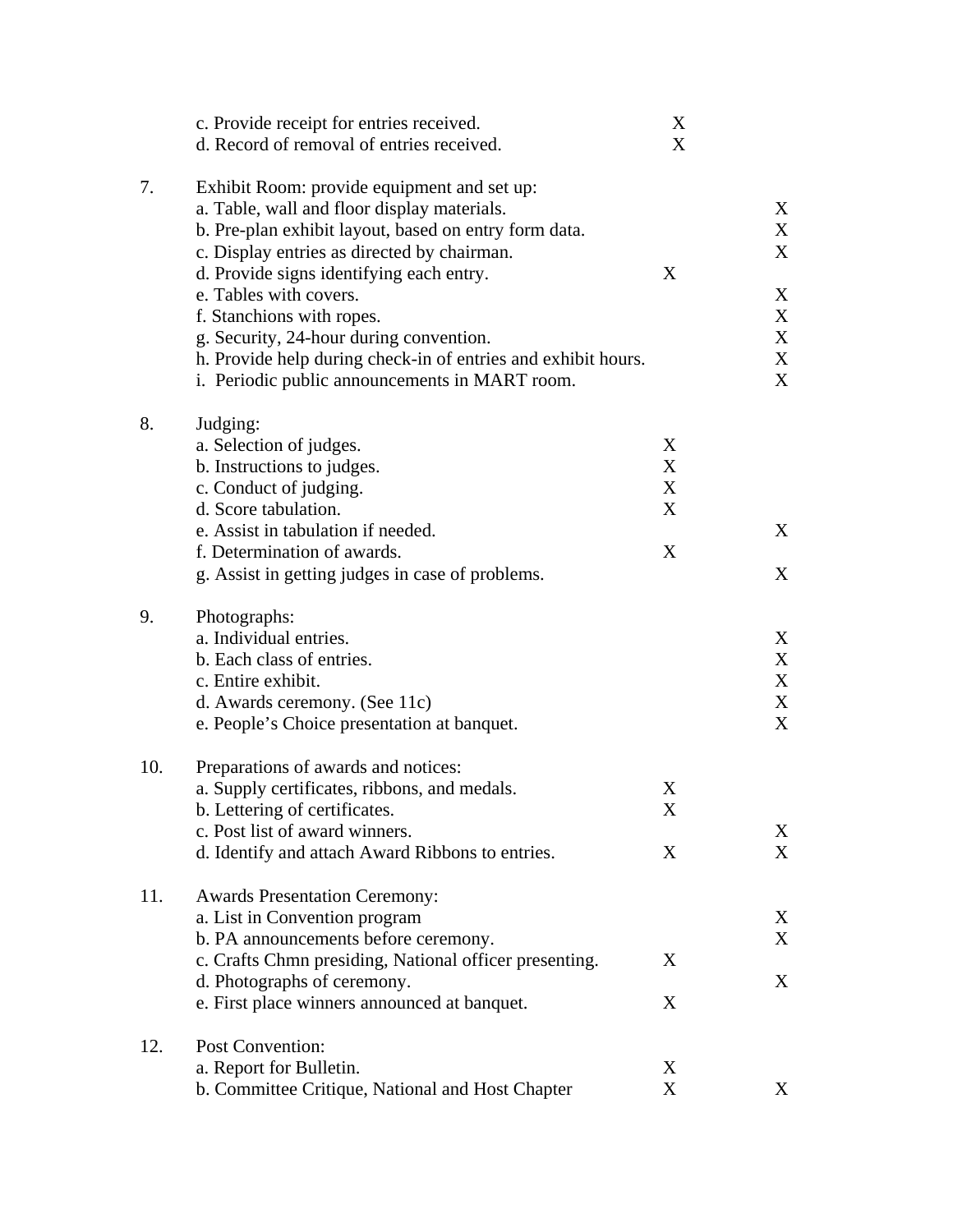| No. | Item | | |
|---|---|---|---|
| | c. Provide receipt for entries received. | X | |
| | d. Record of removal of entries received. | X | |
| 7. | Exhibit Room: provide equipment and set up: | | |
| | a. Table, wall and floor display materials. | | X |
| | b. Pre-plan exhibit layout, based on entry form data. | | X |
| | c. Display entries as directed by chairman. | | X |
| | d. Provide signs identifying each entry. | X | |
| | e. Tables with covers. | | X |
| | f. Stanchions with ropes. | | X |
| | g. Security, 24-hour during convention. | | X |
| | h. Provide help during check-in of entries and exhibit hours. | | X |
| | i. Periodic public announcements in MART room. | | X |
| 8. | Judging: | | |
| | a. Selection of judges. | X | |
| | b. Instructions to judges. | X | |
| | c. Conduct of judging. | X | |
| | d. Score tabulation. | X | |
| | e. Assist in tabulation if needed. | | X |
| | f. Determination of awards. | X | |
| | g. Assist in getting judges in case of problems. | | X |
| 9. | Photographs: | | |
| | a. Individual entries. | | X |
| | b. Each class of entries. | | X |
| | c. Entire exhibit. | | X |
| | d. Awards ceremony. (See 11c) | | X |
| | e. People's Choice presentation at banquet. | | X |
| 10. | Preparations of awards and notices: | | |
| | a. Supply certificates, ribbons, and medals. | X | |
| | b. Lettering of certificates. | X | |
| | c. Post list of award winners. | | X |
| | d. Identify and attach Award Ribbons to entries. | X | X |
| 11. | Awards Presentation Ceremony: | | |
| | a. List in Convention program | | X |
| | b. PA announcements before ceremony. | | X |
| | c. Crafts Chmn presiding, National officer presenting. | X | |
| | d. Photographs of ceremony. | | X |
| | e. First place winners announced at banquet. | X | |
| 12. | Post Convention: | | |
| | a. Report for Bulletin. | X | |
| | b. Committee Critique, National and Host Chapter | X | X |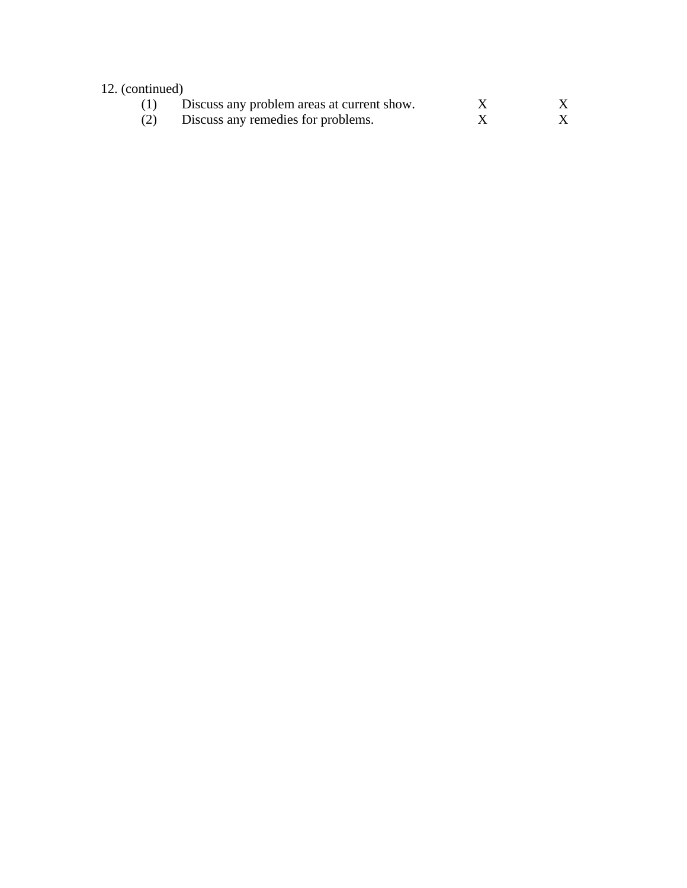12. (continued)

| | | | |
|---|---|---|---|
| (1) | Discuss any problem areas at current show. | X | X |
| (2) | Discuss any remedies for problems. | X | X |